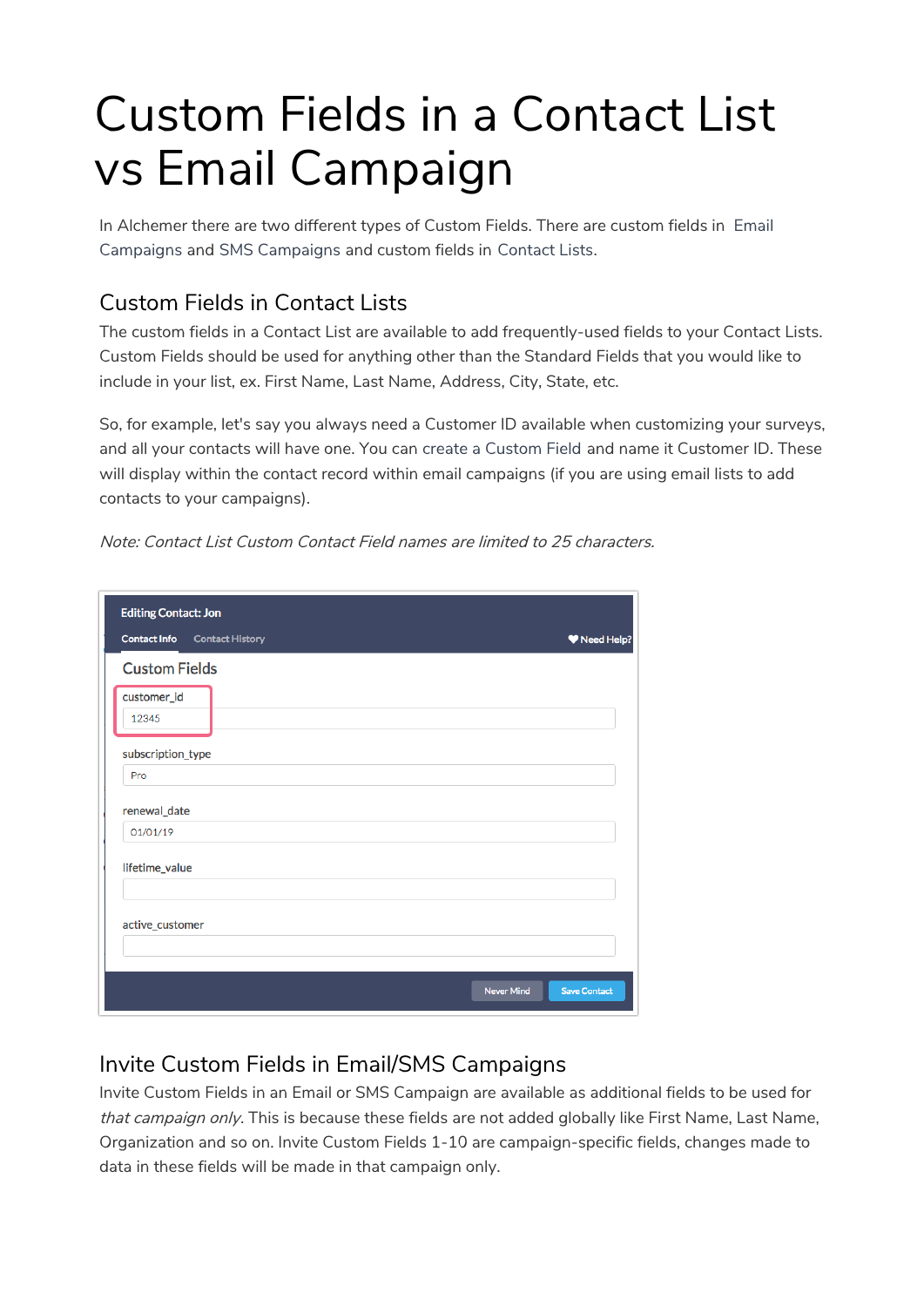# Custom Fields in a Contact List vs Email Campaign

In Alchemer there are two different types of Custom Fields. There are custom fields in Email Campaigns and SMS Campaigns and custom fields in Contact Lists.

## Custom Fields in Contact Lists

The custom fields in a Contact List are available to add frequently-used fields to your Contact Lists. Custom Fields should be used for anything other than the Standard Fields that you would like to include in your list, ex. First Name, Last Name, Address, City, State, etc.

So, for example, let's say you always need a Customer ID available when customizing your surveys, and all your contacts will have one. You can create a Custom Field and name it Customer ID. These will display within the contact record within email campaigns (if you are using email lists to add contacts to your campaigns).

*Note: Contact List Custom Contact Field names are limited to 25 characters.*

## Invite Custom Fields in Email/SMS Campaigns

Invite Custom Fields in an Email or SMS Campaign are available as additional fields to be used for *that campaign only*. This is because these fields are not added globally like First Name, Last Name, Organization and so on. Invite Custom Fields 1-10 are campaign-specific fields, changes made to data in these fields will be made in that campaign only.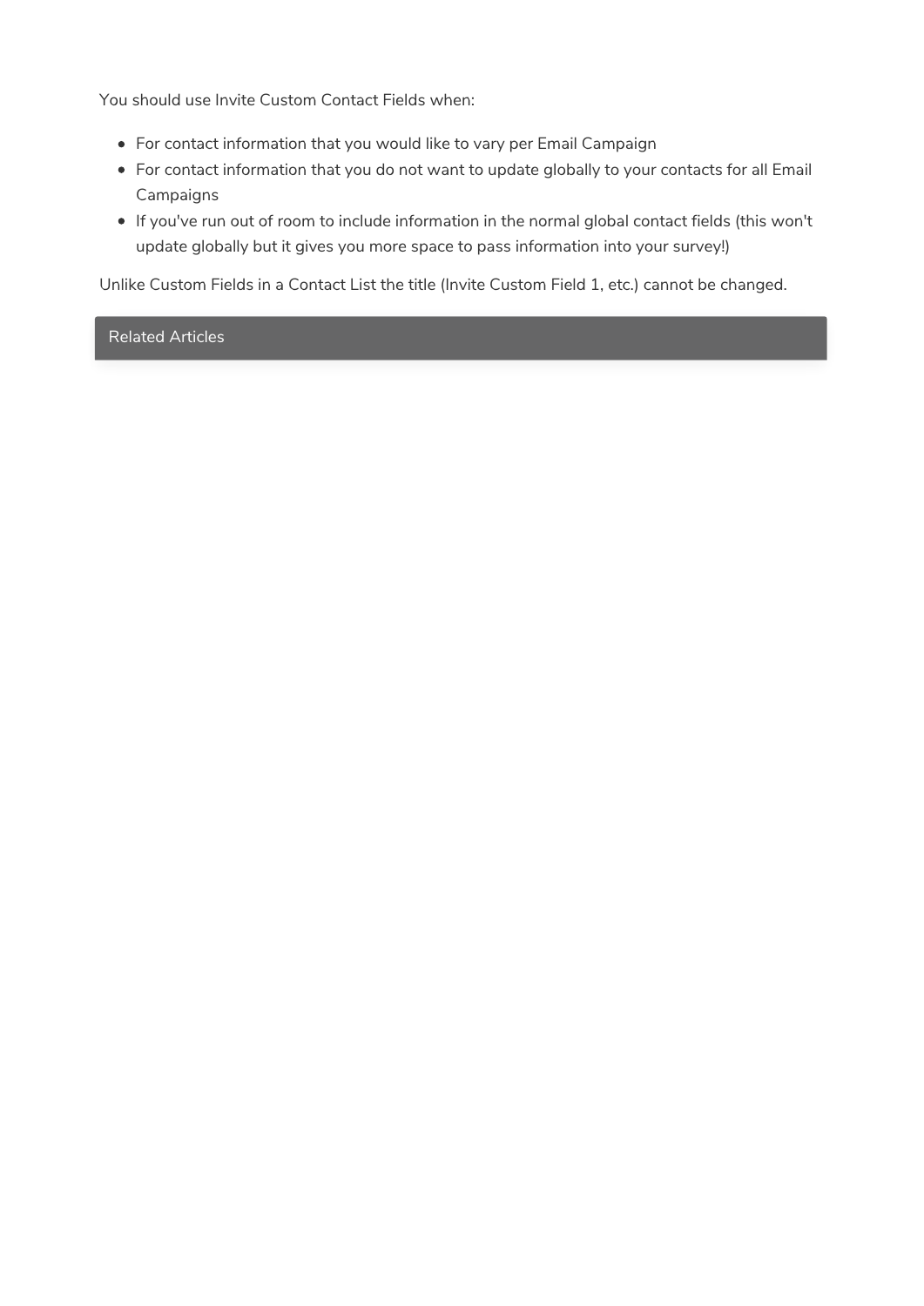You should use Invite Custom Contact Fields when:

- For contact information that you would like to vary per Email Campaign
- For contact information that you do not want to update globally to your contacts for all Email Campaigns
- If you've run out of room to include information in the normal global contact fields (this won't update globally but it gives you more space to pass information into your survey!)

Unlike Custom Fields in a Contact List the title (Invite Custom Field 1, etc.) cannot be changed.

Related Articles